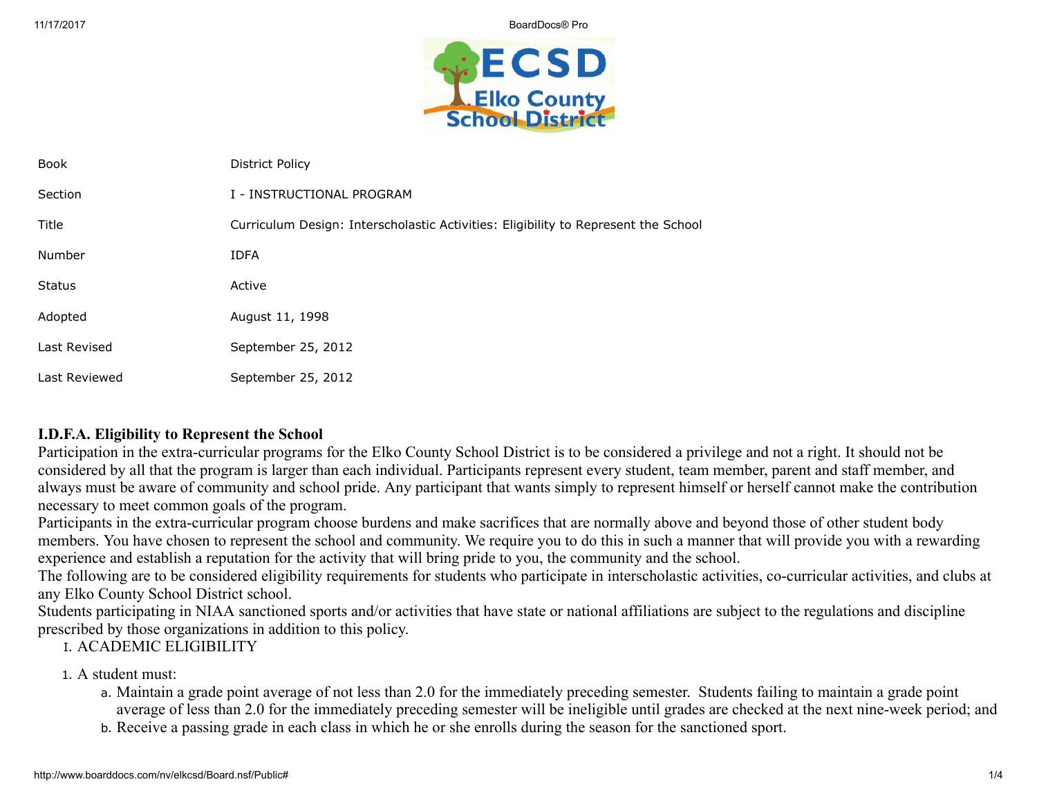| | |
|---|---|
| Book | District Policy |
| Section | I - INSTRUCTIONAL PROGRAM |
| Title | Curriculum Design: Interscholastic Activities: Eligibility to Represent the School |
| Number | IDFA |
| Status | Active |
| Adopted | August 11, 1998 |
| Last Revised | September 25, 2012 |
| Last Reviewed | September 25, 2012 |

**I.D.F.A. Eligibility to Represent the School**

Participation in the extra-curricular programs for the Elko County School District is to be considered a privilege and not a right. It should not be considered by all that the program is larger than each individual. Participants represent every student, team member, parent and staff member, and always must be aware of community and school pride. Any participant that wants simply to represent himself or herself cannot make the contribution necessary to meet common goals of the program.

Participants in the extra-curricular program choose burdens and make sacrifices that are normally above and beyond those of other student body members. You have chosen to represent the school and community. We require you to do this in such a manner that will provide you with a rewarding experience and establish a reputation for the activity that will bring pride to you, the community and the school.

The following are to be considered eligibility requirements for students who participate in interscholastic activities, co-curricular activities, and clubs at any Elko County School District school.

Students participating in NIAA sanctioned sports and/or activities that have state or national affiliations are subject to the regulations and discipline prescribed by those organizations in addition to this policy.

I. ACADEMIC ELIGIBILITY

1. A student must:
   a. Maintain a grade point average of not less than 2.0 for the immediately preceding semester. Students failing to maintain a grade point average of less than 2.0 for the immediately preceding semester will be ineligible until grades are checked at the next nine-week period; and
   b. Receive a passing grade in each class in which he or she enrolls during the season for the sanctioned sport.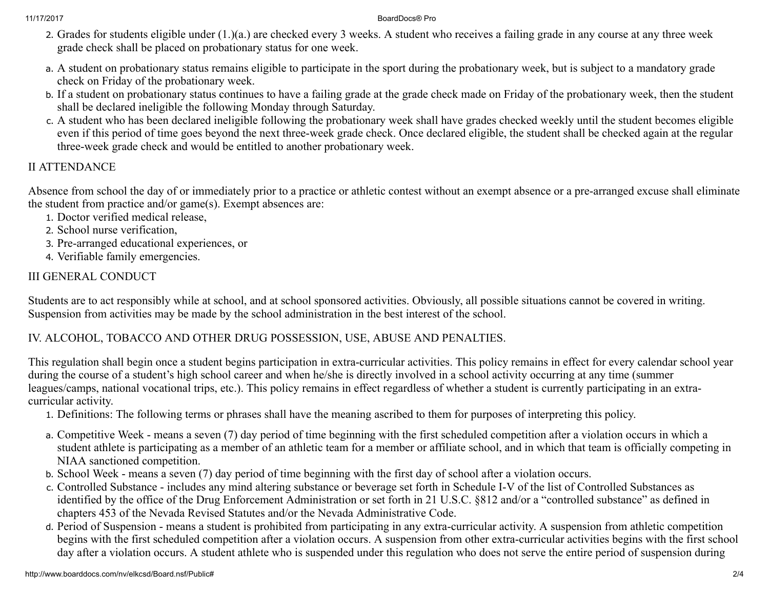2. Grades for students eligible under (1.)(a.) are checked every 3 weeks. A student who receives a failing grade in any course at any three week grade check shall be placed on probationary status for one week.

   a. A student on probationary status remains eligible to participate in the sport during the probationary week, but is subject to a mandatory grade check on Friday of the probationary week.
   b. If a student on probationary status continues to have a failing grade at the grade check made on Friday of the probationary week, then the student shall be declared ineligible the following Monday through Saturday.
   c. A student who has been declared ineligible following the probationary week shall have grades checked weekly until the student becomes eligible even if this period of time goes beyond the next three-week grade check. Once declared eligible, the student shall be checked again at the regular three-week grade check and would be entitled to another probationary week.

II ATTENDANCE

Absence from school the day of or immediately prior to a practice or athletic contest without an exempt absence or a pre-arranged excuse shall eliminate the student from practice and/or game(s). Exempt absences are:

1. Doctor verified medical release,
2. School nurse verification,
3. Pre-arranged educational experiences, or
4. Verifiable family emergencies.

III GENERAL CONDUCT

Students are to act responsibly while at school, and at school sponsored activities. Obviously, all possible situations cannot be covered in writing. Suspension from activities may be made by the school administration in the best interest of the school.

IV. ALCOHOL, TOBACCO AND OTHER DRUG POSSESSION, USE, ABUSE AND PENALTIES.

This regulation shall begin once a student begins participation in extra-curricular activities. This policy remains in effect for every calendar school year during the course of a student's high school career and when he/she is directly involved in a school activity occurring at any time (summer leagues/camps, national vocational trips, etc.). This policy remains in effect regardless of whether a student is currently participating in an extra-curricular activity.

1. Definitions: The following terms or phrases shall have the meaning ascribed to them for purposes of interpreting this policy.

   a. Competitive Week - means a seven (7) day period of time beginning with the first scheduled competition after a violation occurs in which a student athlete is participating as a member of an athletic team for a member or affiliate school, and in which that team is officially competing in NIAA sanctioned competition.
   b. School Week - means a seven (7) day period of time beginning with the first day of school after a violation occurs.
   c. Controlled Substance - includes any mind altering substance or beverage set forth in Schedule I-V of the list of Controlled Substances as identified by the office of the Drug Enforcement Administration or set forth in 21 U.S.C. §812 and/or a "controlled substance" as defined in chapters 453 of the Nevada Revised Statutes and/or the Nevada Administrative Code.
   d. Period of Suspension - means a student is prohibited from participating in any extra-curricular activity. A suspension from athletic competition begins with the first scheduled competition after a violation occurs. A suspension from other extra-curricular activities begins with the first school day after a violation occurs. A student athlete who is suspended under this regulation who does not serve the entire period of suspension during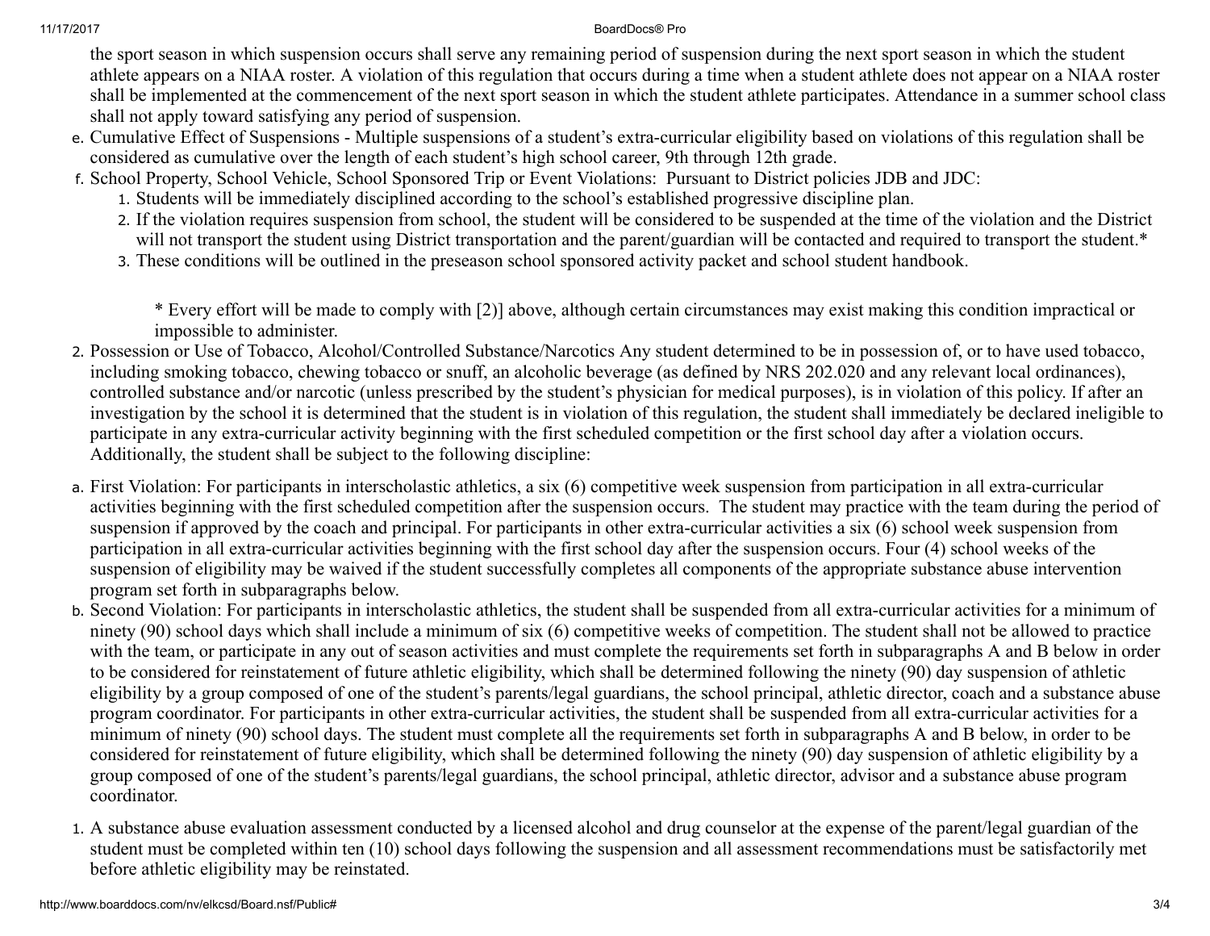the sport season in which suspension occurs shall serve any remaining period of suspension during the next sport season in which the student athlete appears on a NIAA roster. A violation of this regulation that occurs during a time when a student athlete does not appear on a NIAA roster shall be implemented at the commencement of the next sport season in which the student athlete participates. Attendance in a summer school class shall not apply toward satisfying any period of suspension.

e. Cumulative Effect of Suspensions - Multiple suspensions of a student's extra-curricular eligibility based on violations of this regulation shall be considered as cumulative over the length of each student's high school career, 9th through 12th grade.
f. School Property, School Vehicle, School Sponsored Trip or Event Violations: Pursuant to District policies JDB and JDC:
    1. Students will be immediately disciplined according to the school's established progressive discipline plan.
    2. If the violation requires suspension from school, the student will be considered to be suspended at the time of the violation and the District will not transport the student using District transportation and the parent/guardian will be contacted and required to transport the student.*
    3. These conditions will be outlined in the preseason school sponsored activity packet and school student handbook.

    * Every effort will be made to comply with [2)] above, although certain circumstances may exist making this condition impractical or impossible to administer.

2. Possession or Use of Tobacco, Alcohol/Controlled Substance/Narcotics Any student determined to be in possession of, or to have used tobacco, including smoking tobacco, chewing tobacco or snuff, an alcoholic beverage (as defined by NRS 202.020 and any relevant local ordinances), controlled substance and/or narcotic (unless prescribed by the student's physician for medical purposes), is in violation of this policy. If after an investigation by the school it is determined that the student is in violation of this regulation, the student shall immediately be declared ineligible to participate in any extra-curricular activity beginning with the first scheduled competition or the first school day after a violation occurs. Additionally, the student shall be subject to the following discipline:

a. First Violation: For participants in interscholastic athletics, a six (6) competitive week suspension from participation in all extra-curricular activities beginning with the first scheduled competition after the suspension occurs. The student may practice with the team during the period of suspension if approved by the coach and principal. For participants in other extra-curricular activities a six (6) school week suspension from participation in all extra-curricular activities beginning with the first school day after the suspension occurs. Four (4) school weeks of the suspension of eligibility may be waived if the student successfully completes all components of the appropriate substance abuse intervention program set forth in subparagraphs below.
b. Second Violation: For participants in interscholastic athletics, the student shall be suspended from all extra-curricular activities for a minimum of ninety (90) school days which shall include a minimum of six (6) competitive weeks of competition. The student shall not be allowed to practice with the team, or participate in any out of season activities and must complete the requirements set forth in subparagraphs A and B below in order to be considered for reinstatement of future athletic eligibility, which shall be determined following the ninety (90) day suspension of athletic eligibility by a group composed of one of the student's parents/legal guardians, the school principal, athletic director, coach and a substance abuse program coordinator. For participants in other extra-curricular activities, the student shall be suspended from all extra-curricular activities for a minimum of ninety (90) school days. The student must complete all the requirements set forth in subparagraphs A and B below, in order to be considered for reinstatement of future eligibility, which shall be determined following the ninety (90) day suspension of athletic eligibility by a group composed of one of the student's parents/legal guardians, the school principal, athletic director, advisor and a substance abuse program coordinator.

1. A substance abuse evaluation assessment conducted by a licensed alcohol and drug counselor at the expense of the parent/legal guardian of the student must be completed within ten (10) school days following the suspension and all assessment recommendations must be satisfactorily met before athletic eligibility may be reinstated.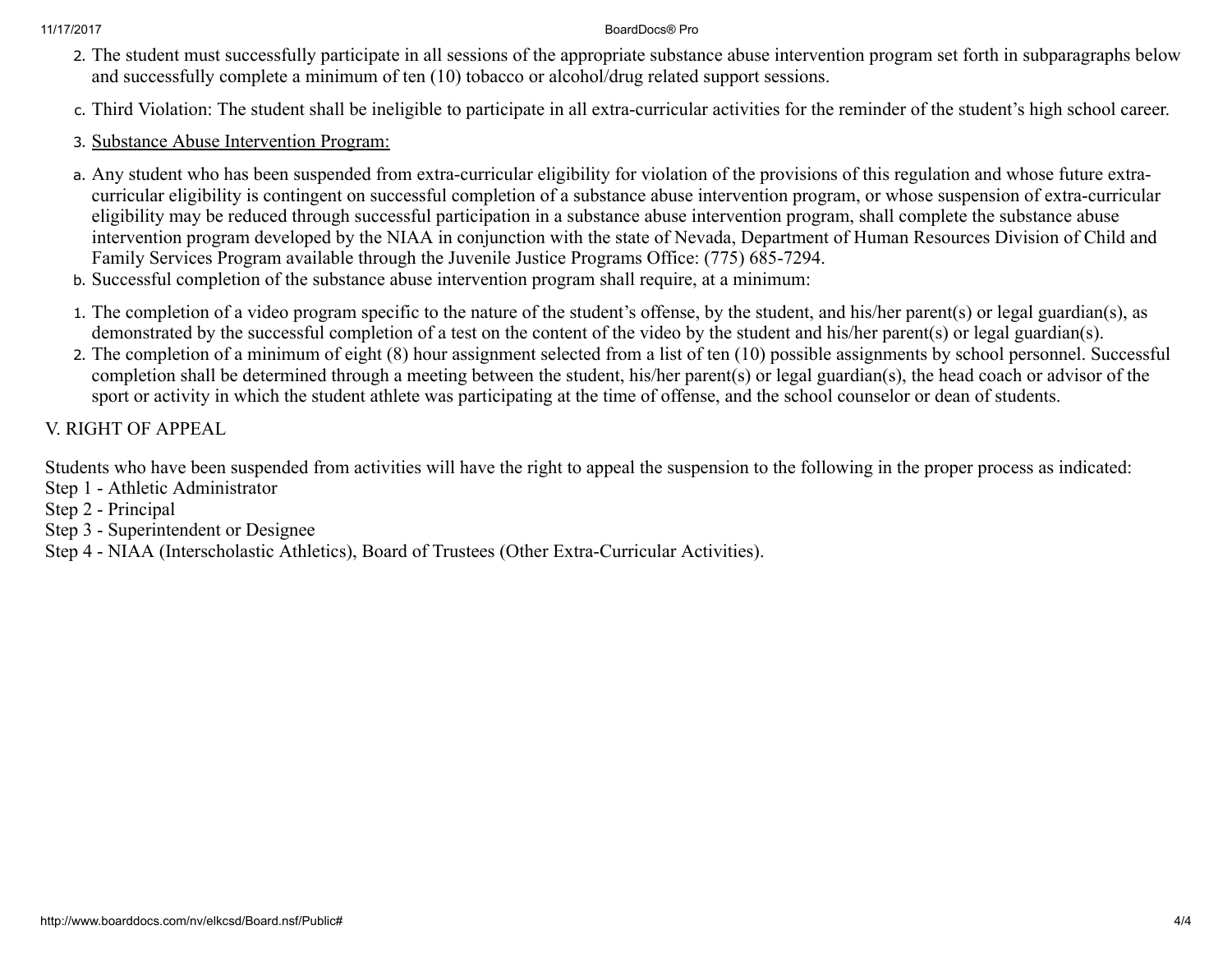2. The student must successfully participate in all sessions of the appropriate substance abuse intervention program set forth in subparagraphs below and successfully complete a minimum of ten (10) tobacco or alcohol/drug related support sessions.

c. Third Violation: The student shall be ineligible to participate in all extra-curricular activities for the reminder of the student's high school career.

3. <u>Substance Abuse Intervention Program:</u>

a. Any student who has been suspended from extra-curricular eligibility for violation of the provisions of this regulation and whose future extra-curricular eligibility is contingent on successful completion of a substance abuse intervention program, or whose suspension of extra-curricular eligibility may be reduced through successful participation in a substance abuse intervention program, shall complete the substance abuse intervention program developed by the NIAA in conjunction with the state of Nevada, Department of Human Resources Division of Child and Family Services Program available through the Juvenile Justice Programs Office: (775) 685-7294.

b. Successful completion of the substance abuse intervention program shall require, at a minimum:

1. The completion of a video program specific to the nature of the student's offense, by the student, and his/her parent(s) or legal guardian(s), as demonstrated by the successful completion of a test on the content of the video by the student and his/her parent(s) or legal guardian(s).
2. The completion of a minimum of eight (8) hour assignment selected from a list of ten (10) possible assignments by school personnel. Successful completion shall be determined through a meeting between the student, his/her parent(s) or legal guardian(s), the head coach or advisor of the sport or activity in which the student athlete was participating at the time of offense, and the school counselor or dean of students.

## V. RIGHT OF APPEAL

Students who have been suspended from activities will have the right to appeal the suspension to the following in the proper process as indicated:
Step 1 - Athletic Administrator
Step 2 - Principal
Step 3 - Superintendent or Designee
Step 4 - NIAA (Interscholastic Athletics), Board of Trustees (Other Extra-Curricular Activities).